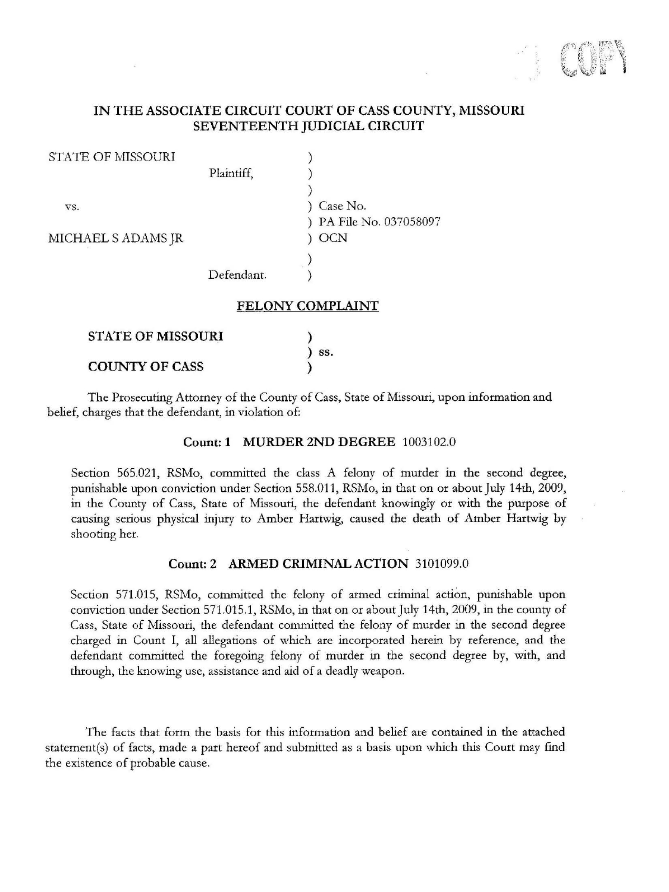COPY

**IN THE ASSOCIATE CIRCUIT COURT OF CASS COUNTY, MISSOURI**
**SEVENTEENTH JUDICIAL CIRCUIT**

| | | |
|---|---|---|
| STATE OF MISSOURI | | ) |
| | Plaintiff, | ) |
| | | ) |
| vs. | | ) Case No. |
| | | ) PA File No. 037058097 |
| MICHAEL S ADAMS JR | | ) OCN |
| | | ) |
| | Defendant. | ) |

## FELONY COMPLAINT

| | |
|---|---|
| **STATE OF MISSOURI** | ) |
| | ) ss. |
| **COUNTY OF CASS** | ) |

The Prosecuting Attorney of the County of Cass, State of Missouri, upon information and belief, charges that the defendant, in violation of:

### Count: 1 MURDER 2ND DEGREE 1003102.0

Section 565.021, RSMo, committed the class A felony of murder in the second degree, punishable upon conviction under Section 558.011, RSMo, in that on or about July 14th, 2009, in the County of Cass, State of Missouri, the defendant knowingly or with the purpose of causing serious physical injury to Amber Hartwig, caused the death of Amber Hartwig by shooting her.

### Count: 2 ARMED CRIMINAL ACTION 3101099.0

Section 571.015, RSMo, committed the felony of armed criminal action, punishable upon conviction under Section 571.015.1, RSMo, in that on or about July 14th, 2009, in the county of Cass, State of Missouri, the defendant committed the felony of murder in the second degree charged in Count I, all allegations of which are incorporated herein by reference, and the defendant committed the foregoing felony of murder in the second degree by, with, and through, the knowing use, assistance and aid of a deadly weapon.

The facts that form the basis for this information and belief are contained in the attached statement(s) of facts, made a part hereof and submitted as a basis upon which this Court may find the existence of probable cause.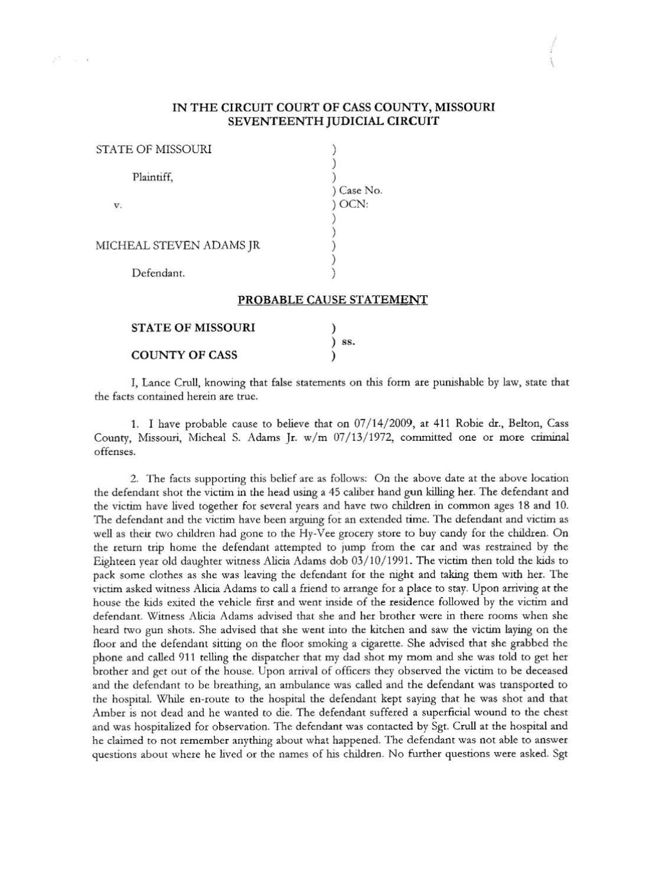# IN THE CIRCUIT COURT OF CASS COUNTY, MISSOURI
## SEVENTEENTH JUDICIAL CIRCUIT

| | |
|---|---|
| STATE OF MISSOURI | ) |
| | ) |
| Plaintiff, | ) |
| | ) Case No. |
| v. | ) OCN: |
| | ) |
| | ) |
| MICHEAL STEVEN ADAMS JR | ) |
| | ) |
| Defendant. | ) |

## PROBABLE CAUSE STATEMENT

| | |
|---|---|
| **STATE OF MISSOURI** | ) |
| | ) ss. |
| **COUNTY OF CASS** | ) |

I, Lance Crull, knowing that false statements on this form are punishable by law, state that the facts contained herein are true.

1. I have probable cause to believe that on 07/14/2009, at 411 Robie dr., Belton, Cass County, Missouri, Micheal S. Adams Jr. w/m 07/13/1972, committed one or more criminal offenses.

2. The facts supporting this belief are as follows: On the above date at the above location the defendant shot the victim in the head using a 45 caliber hand gun killing her. The defendant and the victim have lived together for several years and have two children in common ages 18 and 10. The defendant and the victim have been arguing for an extended time. The defendant and victim as well as their two children had gone to the Hy-Vee grocery store to buy candy for the children. On the return trip home the defendant attempted to jump from the car and was restrained by the Eighteen year old daughter witness Alicia Adams dob 03/10/1991. The victim then told the kids to pack some clothes as she was leaving the defendant for the night and taking them with her. The victim asked witness Alicia Adams to call a friend to arrange for a place to stay. Upon arriving at the house the kids exited the vehicle first and went inside of the residence followed by the victim and defendant. Witness Alicia Adams advised that she and her brother were in there rooms when she heard two gun shots. She advised that she went into the kitchen and saw the victim laying on the floor and the defendant sitting on the floor smoking a cigarette. She advised that she grabbed the phone and called 911 telling the dispatcher that my dad shot my mom and she was told to get her brother and get out of the house. Upon arrival of officers they observed the victim to be deceased and the defendant to be breathing, an ambulance was called and the defendant was transported to the hospital. While en-route to the hospital the defendant kept saying that he was shot and that Amber is not dead and he wanted to die. The defendant suffered a superficial wound to the chest and was hospitalized for observation. The defendant was contacted by Sgt. Crull at the hospital and he claimed to not remember anything about what happened. The defendant was not able to answer questions about where he lived or the names of his children. No further questions were asked. Sgt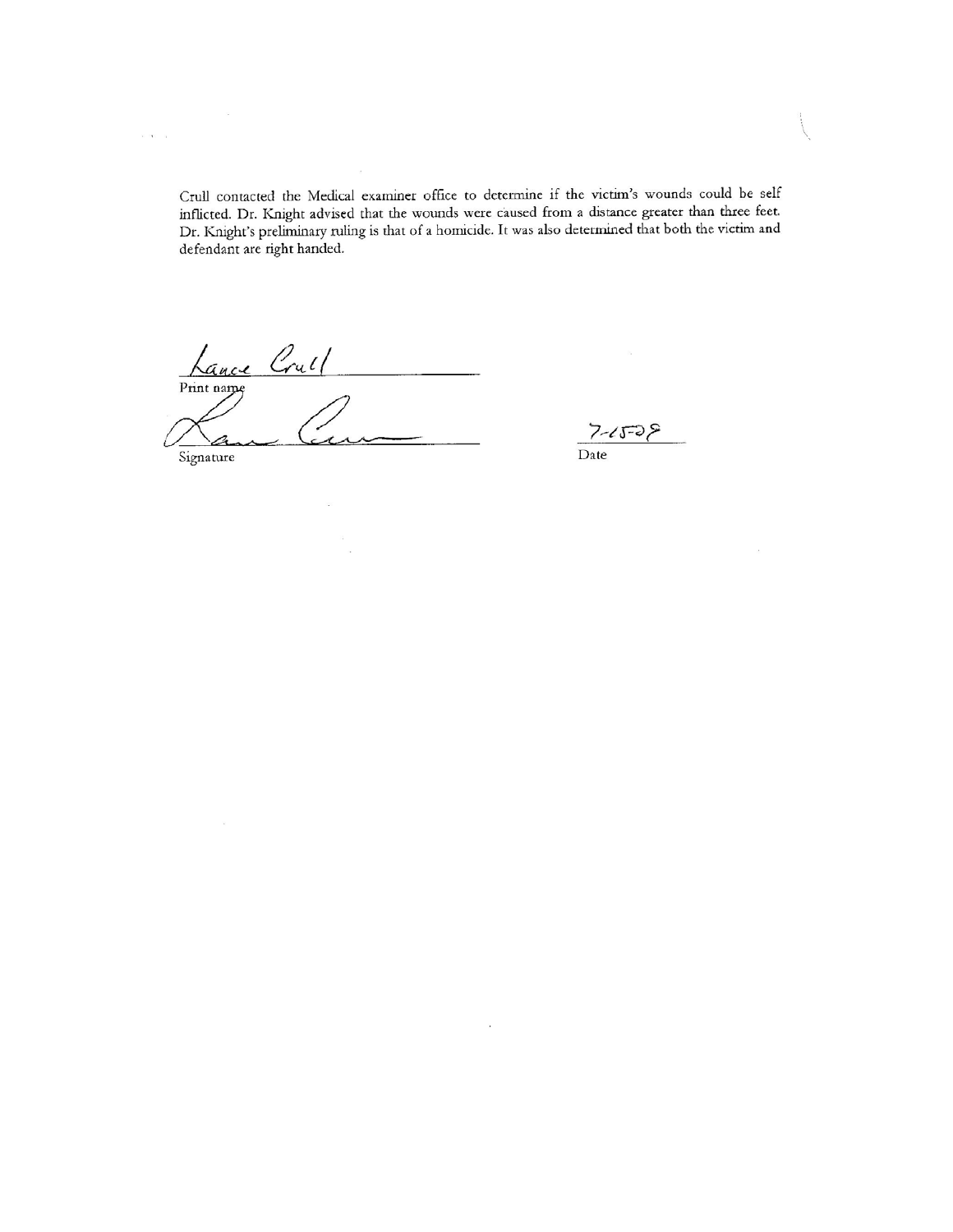Crull contacted the Medical examiner office to determine if the victim's wounds could be self inflicted. Dr. Knight advised that the wounds were caused from a distance greater than three feet. Dr. Knight's preliminary ruling is that of a homicide. It was also determined that both the victim and defendant are right handed.

Lance Crull
Print name

Signature

7-15-08
Date